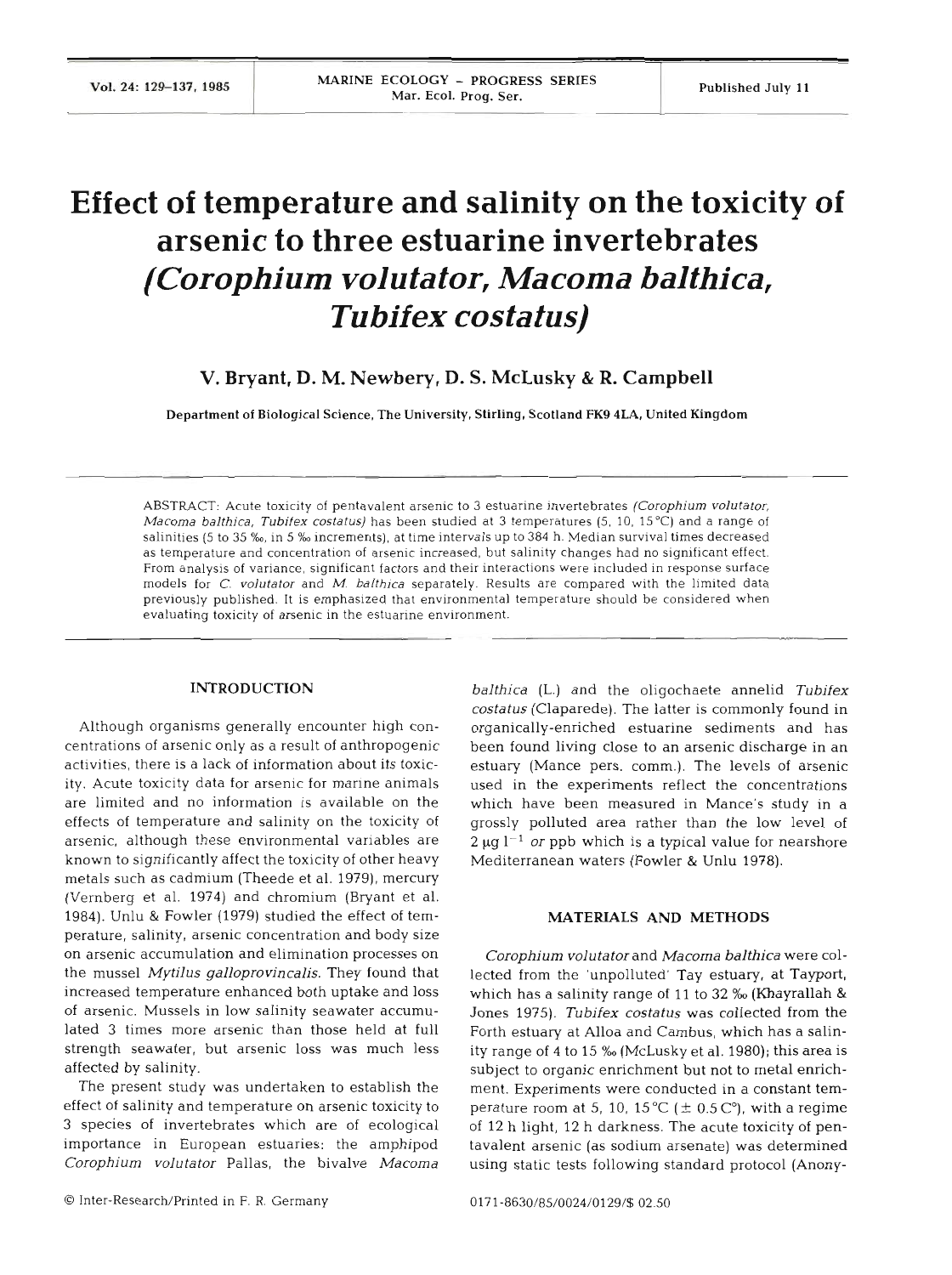# Effect of temperature and salinity on the toxicity of arsenic to three estuarine invertebrates (*Corophium volutator, Macoma balthica, Tubifex costatus*)

**V. Bryant, D. M. Newbery, D. S. McLusky & R. Campbell**

Department of Biological Science, The University, Stirling, Scotland FK9 4LA, United Kingdom

ABSTRACT: Acute toxicity of pentavalent arsenic to 3 estuarine invertebrates (*Corophium volutator, Macoma balthica, Tubifex costatus*) has been studied at 3 temperatures (5, 10, 15 °C) and a range of salinities (5 to 35 ‰, in 5 ‰ increments), at time intervals up to 384 h. Median survival times decreased as temperature and concentration of arsenic increased, but salinity changes had no significant effect. From analysis of variance, significant factors and their interactions were included in response surface models for *C. volutator* and *M. balthica* separately. Results are compared with the limited data previously published. It is emphasized that environmental temperature should be considered when evaluating toxicity of arsenic in the estuarine environment.

## INTRODUCTION

Although organisms generally encounter high concentrations of arsenic only as a result of anthropogenic activities, there is a lack of information about its toxicity. Acute toxicity data for arsenic for marine animals are limited and no information is available on the effects of temperature and salinity on the toxicity of arsenic, although these environmental variables are known to significantly affect the toxicity of other heavy metals such as cadmium (Theede et al. 1979), mercury (Vernberg et al. 1974) and chromium (Bryant et al. 1984). Unlu & Fowler (1979) studied the effect of temperature, salinity, arsenic concentration and body size on arsenic accumulation and elimination processes on the mussel *Mytilus galloprovincalis*. They found that increased temperature enhanced both uptake and loss of arsenic. Mussels in low salinity seawater accumulated 3 times more arsenic than those held at full strength seawater, but arsenic loss was much less affected by salinity.

The present study was undertaken to establish the effect of salinity and temperature on arsenic toxicity to 3 species of invertebrates which are of ecological importance in European estuaries: the amphipod *Corophium volutator* Pallas, the bivalve *Macoma balthica* (L.) and the oligochaete annelid *Tubifex costatus* (Claparede). The latter is commonly found in organically-enriched estuarine sediments and has been found living close to an arsenic discharge in an estuary (Mance pers. comm.). The levels of arsenic used in the experiments reflect the concentrations which have been measured in Mance's study in a grossly polluted area rather than the low level of 2 $\mu g\ l^{-1}$ or ppb which is a typical value for nearshore Mediterranean waters (Fowler & Unlu 1978).

## MATERIALS AND METHODS

*Corophium volutator* and *Macoma balthica* were collected from the 'unpolluted' Tay estuary, at Tayport, which has a salinity range of 11 to 32 ‰ (Khayrallah & Jones 1975). *Tubifex costatus* was collected from the Forth estuary at Alloa and Cambus, which has a salinity range of 4 to 15 ‰ (McLusky et al. 1980); this area is subject to organic enrichment but not to metal enrichment. Experiments were conducted in a constant temperature room at 5, 10, 15 °C (± 0.5 C°), with a regime of 12 h light, 12 h darkness. The acute toxicity of pentavalent arsenic (as sodium arsenate) was determined using static tests following standard protocol (Anony-

© Inter-Research/Printed in F. R. Germany

0171-8630/85/0024/0129/$ 02.50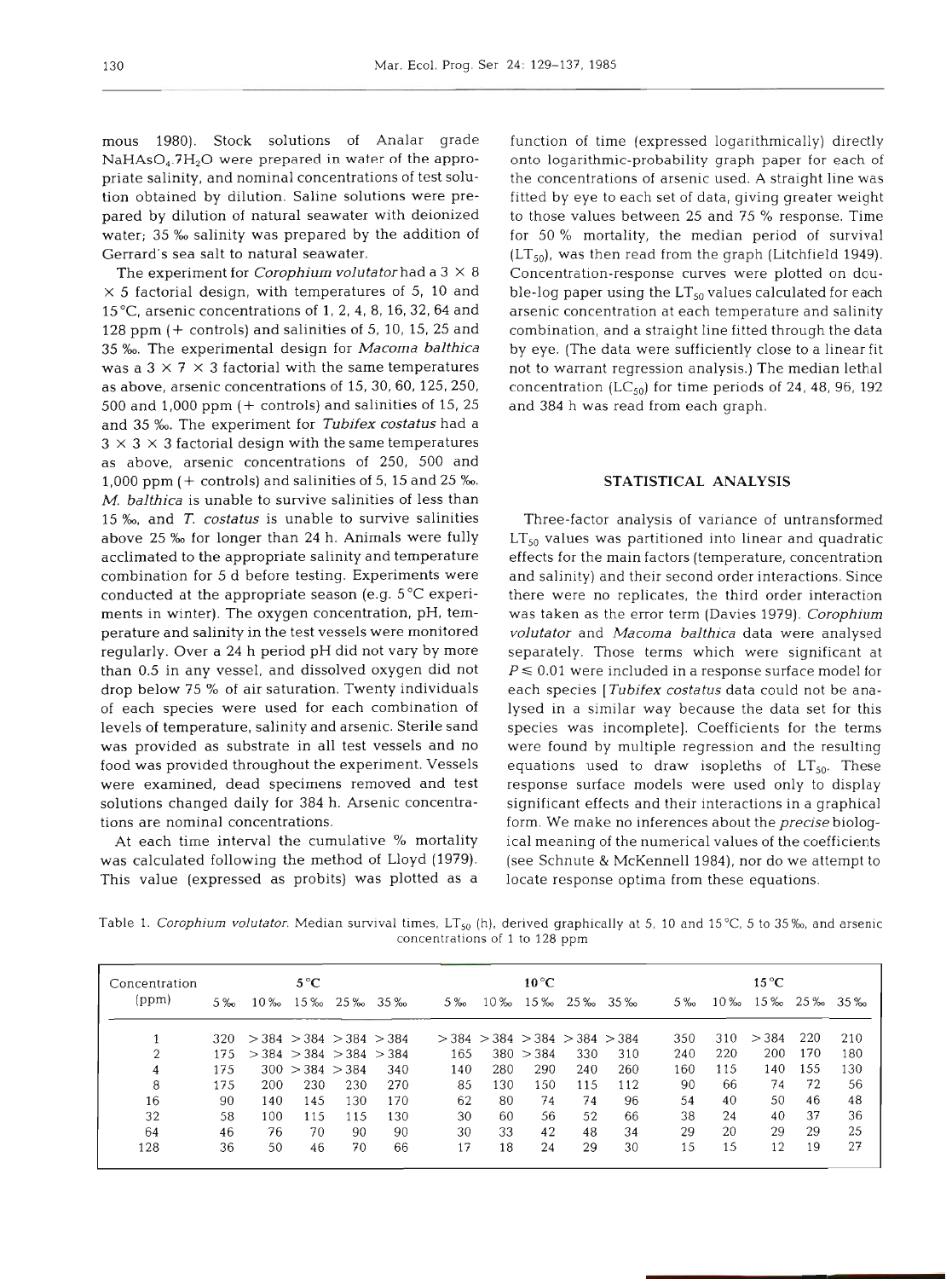mous 1980). Stock solutions of Analar grade $NaHAsO_4.7H_2O$ were prepared in water of the appropriate salinity, and nominal concentrations of test solution obtained by dilution. Saline solutions were prepared by dilution of natural seawater with deionized water; 35 ‰ salinity was prepared by the addition of Gerrard's sea salt to natural seawater.

The experiment for *Corophium volutator* had a $3 \times 8 \times 5$ factorial design, with temperatures of 5, 10 and 15 °C, arsenic concentrations of 1, 2, 4, 8, 16, 32, 64 and 128 ppm (+ controls) and salinities of 5, 10, 15, 25 and 35 ‰. The experimental design for *Macoma balthica* was a $3 \times 7 \times 3$ factorial with the same temperatures as above, arsenic concentrations of 15, 30, 60, 125, 250, 500 and 1,000 ppm (+ controls) and salinities of 15, 25 and 35 ‰. The experiment for *Tubifex costatus* had a $3 \times 3 \times 3$ factorial design with the same temperatures as above, arsenic concentrations of 250, 500 and 1,000 ppm (+ controls) and salinities of 5, 15 and 25 ‰. *M. balthica* is unable to survive salinities of less than 15 ‰, and *T. costatus* is unable to survive salinities above 25 ‰ for longer than 24 h. Animals were fully acclimated to the appropriate salinity and temperature combination for 5 d before testing. Experiments were conducted at the appropriate season (e.g. 5 °C experiments in winter). The oxygen concentration, pH, temperature and salinity in the test vessels were monitored regularly. Over a 24 h period pH did not vary by more than 0.5 in any vessel, and dissolved oxygen did not drop below 75 % of air saturation. Twenty individuals of each species were used for each combination of levels of temperature, salinity and arsenic. Sterile sand was provided as substrate in all test vessels and no food was provided throughout the experiment. Vessels were examined, dead specimens removed and test solutions changed daily for 384 h. Arsenic concentrations are nominal concentrations.

At each time interval the cumulative % mortality was calculated following the method of Lloyd (1979). This value (expressed as probits) was plotted as a function of time (expressed logarithmically) directly onto logarithmic-probability graph paper for each of the concentrations of arsenic used. A straight line was fitted by eye to each set of data, giving greater weight to those values between 25 and 75 % response. Time for 50 % mortality, the median period of survival ($LT_{50}$), was then read from the graph (Litchfield 1949). Concentration-response curves were plotted on double-log paper using the $LT_{50}$ values calculated for each arsenic concentration at each temperature and salinity combination, and a straight line fitted through the data by eye. (The data were sufficiently close to a linear fit not to warrant regression analysis.) The median lethal concentration ($LC_{50}$) for time periods of 24, 48, 96, 192 and 384 h was read from each graph.

## STATISTICAL ANALYSIS

Three-factor analysis of variance of untransformed $LT_{50}$ values was partitioned into linear and quadratic effects for the main factors (temperature, concentration and salinity) and their second order interactions. Since there were no replicates, the third order interaction was taken as the error term (Davies 1979). *Corophium volutator* and *Macoma balthica* data were analysed separately. Those terms which were significant at $P \leq 0.01$ were included in a response surface model for each species [*Tubifex costatus* data could not be analysed in a similar way because the data set for this species was incomplete]. Coefficients for the terms were found by multiple regression and the resulting equations used to draw isopleths of $LT_{50}$. These response surface models were used only to display significant effects and their interactions in a graphical form. We make no inferences about the *precise* biological meaning of the numerical values of the coefficients (see Schnute & McKennell 1984), nor do we attempt to locate response optima from these equations.

Table 1. *Corophium volutator*. Median survival times, $LT_{50}$ (h), derived graphically at 5, 10 and 15 °C, 5 to 35 ‰, and arsenic concentrations of 1 to 128 ppm

| Concentration (ppm) | 5 °C | | | | | 10 °C | | | | | 15 °C | | | | |
|---|---|---|---|---|---|---|---|---|---|---|---|---|---|---|---|
| | 5 ‰ | 10 ‰ | 15 ‰ | 25 ‰ | 35 ‰ | 5 ‰ | 10 ‰ | 15 ‰ | 25 ‰ | 35 ‰ | 5 ‰ | 10 ‰ | 15 ‰ | 25 ‰ | 35 ‰ |
| 1 | 320 | >384 | >384 | >384 | >384 | >384 | >384 | >384 | >384 | >384 | 350 | 310 | >384 | 220 | 210 |
| 2 | 175 | >384 | >384 | >384 | >384 | 165 | 380 | >384 | 330 | 310 | 240 | 220 | 200 | 170 | 180 |
| 4 | 175 | 300 | >384 | >384 | 340 | 140 | 280 | 290 | 240 | 260 | 160 | 115 | 140 | 155 | 130 |
| 8 | 175 | 200 | 230 | 230 | 270 | 85 | 130 | 150 | 115 | 112 | 90 | 66 | 74 | 72 | 56 |
| 16 | 90 | 140 | 145 | 130 | 170 | 62 | 80 | 74 | 74 | 96 | 54 | 40 | 50 | 46 | 48 |
| 32 | 58 | 100 | 115 | 115 | 130 | 30 | 60 | 56 | 52 | 66 | 38 | 24 | 40 | 37 | 36 |
| 64 | 46 | 76 | 70 | 90 | 90 | 30 | 33 | 42 | 48 | 34 | 29 | 20 | 29 | 29 | 25 |
| 128 | 36 | 50 | 46 | 70 | 66 | 17 | 18 | 24 | 29 | 30 | 15 | 15 | 12 | 19 | 27 |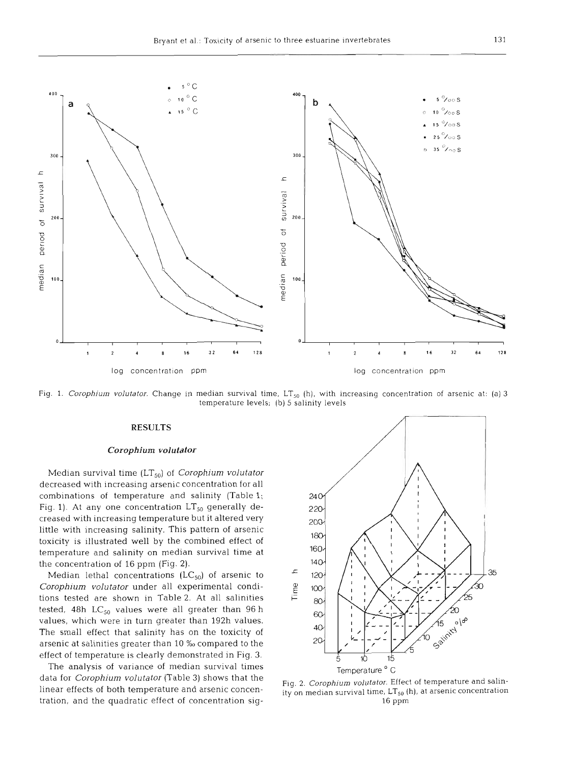Fig. 1. *Corophium volutator*. Change in median survival time, $LT_{50}$ (h), with increasing concentration of arsenic at: (a) 3 temperature levels; (b) 5 salinity levels

## RESULTS

### *Corophium volutator*

Median survival time ($LT_{50}$) of *Corophium volutator* decreased with increasing arsenic concentration for all combinations of temperature and salinity (Table 1; Fig. 1). At any one concentration $LT_{50}$ generally decreased with increasing temperature but it altered very little with increasing salinity. This pattern of arsenic toxicity is illustrated well by the combined effect of temperature and salinity on median survival time at the concentration of 16 ppm (Fig. 2).

Median lethal concentrations ($LC_{50}$) of arsenic to *Corophium volutator* under all experimental conditions tested are shown in Table 2. At all salinities tested, 48h $LC_{50}$ values were all greater than 96 h values, which were in turn greater than 192h values. The small effect that salinity has on the toxicity of arsenic at salinities greater than 10 ‰ compared to the effect of temperature is clearly demonstrated in Fig. 3.

The analysis of variance of median survival times data for *Corophium volutator* (Table 3) shows that the linear effects of both temperature and arsenic concentration, and the quadratic effect of concentration sig-

Fig. 2. *Corophium volutator*. Effect of temperature and salinity on median survival time, $LT_{50}$ (h), at arsenic concentration 16 ppm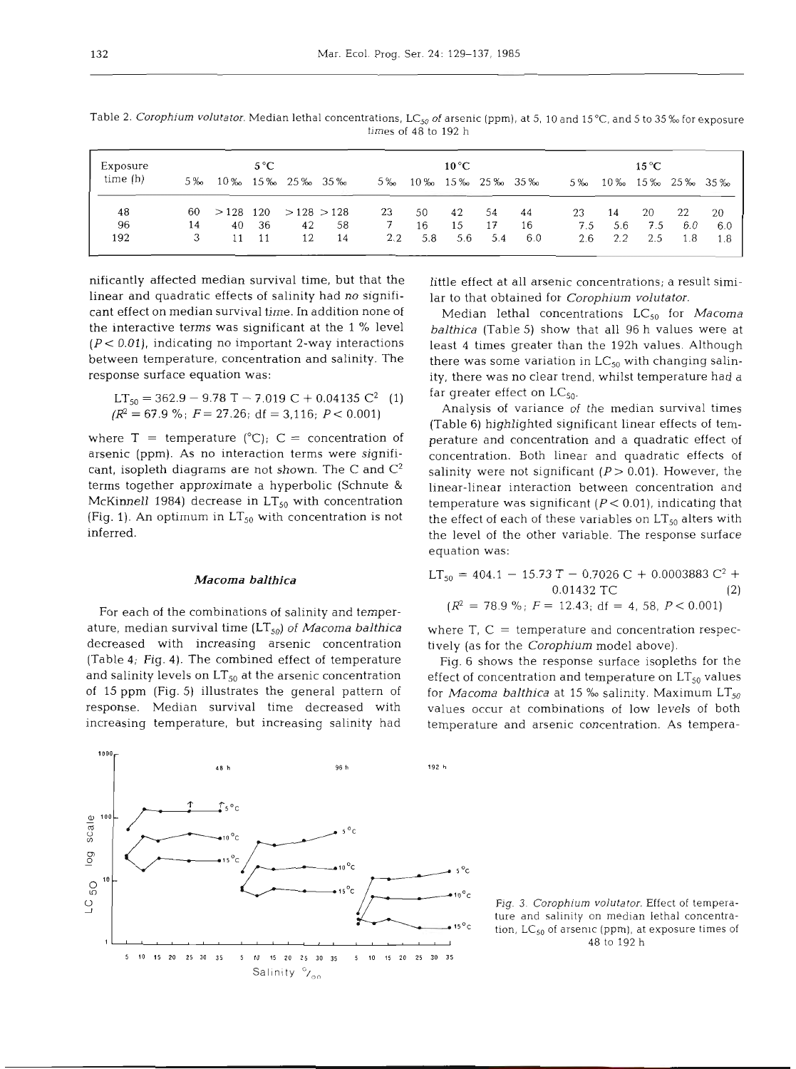Table 2. *Corophium volutator.* Median lethal concentrations, $LC_{50}$ of arsenic (ppm), at 5, 10 and 15 °C, and 5 to 35 ‰ for exposure times of 48 to 192 h

| Exposure time (h) | 5 °C | | | | | 10 °C | | | | | 15 °C | | | | |
|---|---|---|---|---|---|---|---|---|---|---|---|---|---|---|---|
| | 5 ‰ | 10 ‰ | 15 ‰ | 25 ‰ | 35 ‰ | 5 ‰ | 10 ‰ | 15 ‰ | 25 ‰ | 35 ‰ | 5 ‰ | 10 ‰ | 15 ‰ | 25 ‰ | 35 ‰ |
| 48 | 60 | >128 | 120 | >128 | >128 | 23 | 50 | 42 | 54 | 44 | 23 | 14 | 20 | 22 | 20 |
| 96 | 14 | 40 | 36 | 42 | 58 | 7 | 16 | 15 | 17 | 16 | 7.5 | 5.6 | 7.5 | 6.0 | 6.0 |
| 192 | 3 | 11 | 11 | 12 | 14 | 2.2 | 5.8 | 5.6 | 5.4 | 6.0 | 2.6 | 2.2 | 2.5 | 1.8 | 1.8 |

nificantly affected median survival time, but that the linear and quadratic effects of salinity had no significant effect on median survival time. In addition none of the interactive terms was significant at the 1 % level ($P < 0.01$), indicating no important 2-way interactions between temperature, concentration and salinity. The response surface equation was:

$$LT_{50} = 362.9 - 9.78\,T - 7.019\,C + 0.04135\,C^2 \quad (1)$$
$$(R^2 = 67.9\,\%;\ F = 27.26;\ df = 3,116;\ P < 0.001)$$

where T = temperature (°C); C = concentration of arsenic (ppm). As no interaction terms were significant, isopleth diagrams are not shown. The C and $C^2$ terms together approximate a hyperbolic (Schnute & McKinnell 1984) decrease in $LT_{50}$ with concentration (Fig. 1). An optimum in $LT_{50}$ with concentration is not inferred.

### *Macoma balthica*

For each of the combinations of salinity and temperature, median survival time ($LT_{50}$) of *Macoma balthica* decreased with increasing arsenic concentration (Table 4; Fig. 4). The combined effect of temperature and salinity levels on $LT_{50}$ at the arsenic concentration of 15 ppm (Fig. 5) illustrates the general pattern of response. Median survival time decreased with increasing temperature, but increasing salinity had little effect at all arsenic concentrations; a result similar to that obtained for *Corophium volutator*.

Median lethal concentrations $LC_{50}$ for *Macoma balthica* (Table 5) show that all 96 h values were at least 4 times greater than the 192h values. Although there was some variation in $LC_{50}$ with changing salinity, there was no clear trend, whilst temperature had a far greater effect on $LC_{50}$.

Analysis of variance of the median survival times (Table 6) highlighted significant linear effects of temperature and concentration and a quadratic effect of concentration. Both linear and quadratic effects of salinity were not significant ($P > 0.01$). However, the linear-linear interaction between concentration and temperature was significant ($P < 0.01$), indicating that the effect of each of these variables on $LT_{50}$ alters with the level of the other variable. The response surface equation was:

$$LT_{50} = 404.1 - 15.73\,T - 0.7026\,C + 0.0003883\,C^2 + 0.01432\,TC \quad (2)$$
$$(R^2 = 78.9\,\%;\ F = 12.43;\ df = 4,\ 58,\ P < 0.001)$$

where T, C = temperature and concentration respectively (as for the *Corophium* model above).

Fig. 6 shows the response surface isopleths for the effect of concentration and temperature on $LT_{50}$ values for *Macoma balthica* at 15 ‰ salinity. Maximum $LT_{50}$ values occur at combinations of low levels of both temperature and arsenic concentration. As tempera-

Fig. 3. *Corophium volutator.* Effect of temperature and salinity on median lethal concentration, $LC_{50}$ of arsenic (ppm), at exposure times of 48 to 192 h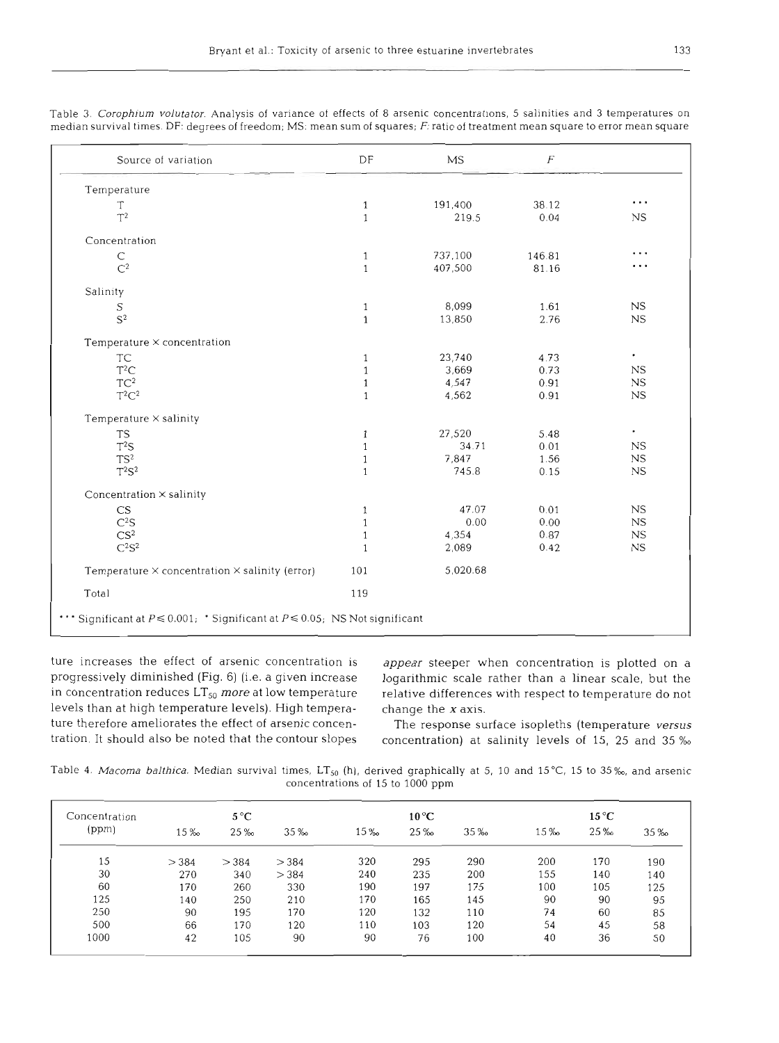Table 3. *Corophium volutator*. Analysis of variance of effects of 8 arsenic concentrations, 5 salinities and 3 temperatures on median survival times. DF: degrees of freedom; MS: mean sum of squares; *F*: ratio of treatment mean square to error mean square

| Source of variation | DF | MS | $F$ | |
|---|---|---|---|---|
| Temperature | | | | |
| T | 1 | 191,400 | 38.12 | *** |
| $T^2$ | 1 | 219.5 | 0.04 | NS |
| Concentration | | | | |
| C | 1 | 737,100 | 146.81 | *** |
| $C^2$ | 1 | 407,500 | 81.16 | *** |
| Salinity | | | | |
| S | 1 | 8,099 | 1.61 | NS |
| $S^2$ | 1 | 13,850 | 2.76 | NS |
| Temperature × concentration | | | | |
| TC | 1 | 23,740 | 4.73 | * |
| $T^2C$ | 1 | 3,669 | 0.73 | NS |
| $TC^2$ | 1 | 4,547 | 0.91 | NS |
| $T^2C^2$ | 1 | 4,562 | 0.91 | NS |
| Temperature × salinity | | | | |
| TS | 1 | 27,520 | 5.48 | * |
| $T^2S$ | 1 | 34.71 | 0.01 | NS |
| $TS^2$ | 1 | 7,847 | 1.56 | NS |
| $T^2S^2$ | 1 | 745.8 | 0.15 | NS |
| Concentration × salinity | | | | |
| CS | 1 | 47.07 | 0.01 | NS |
| $C^2S$ | 1 | 0.00 | 0.00 | NS |
| $CS^2$ | 1 | 4,354 | 0.87 | NS |
| $C^2S^2$ | 1 | 2,089 | 0.42 | NS |
| Temperature × concentration × salinity (error) | 101 | 5,020.68 | | |
| Total | 119 | | | |

*** Significant at $P \leq 0.001$; * Significant at $P \leq 0.05$; NS Not significant

ture increases the effect of arsenic concentration is progressively diminished (Fig. 6) (i.e. a given increase in concentration reduces $LT_{50}$ *more* at low temperature levels than at high temperature levels). High temperature therefore ameliorates the effect of arsenic concentration. It should also be noted that the contour slopes *appear* steeper when concentration is plotted on a logarithmic scale rather than a linear scale, but the relative differences with respect to temperature do not change the *x* axis.

The response surface isopleths (temperature *versus* concentration) at salinity levels of 15, 25 and 35 ‰

Table 4. *Macoma balthica*. Median survival times, $LT_{50}$ (h), derived graphically at 5, 10 and 15 °C, 15 to 35 ‰, and arsenic concentrations of 15 to 1000 ppm

| Concentration (ppm) | 5 °C | | | 10 °C | | | 15 °C | | |
|---|---|---|---|---|---|---|---|---|---|
| | 15 ‰ | 25 ‰ | 35 ‰ | 15 ‰ | 25 ‰ | 35 ‰ | 15 ‰ | 25 ‰ | 35 ‰ |
| 15 | >384 | >384 | >384 | 320 | 295 | 290 | 200 | 170 | 190 |
| 30 | 270 | 340 | >384 | 240 | 235 | 200 | 155 | 140 | 140 |
| 60 | 170 | 260 | 330 | 190 | 197 | 175 | 100 | 105 | 125 |
| 125 | 140 | 250 | 210 | 170 | 165 | 145 | 90 | 90 | 95 |
| 250 | 90 | 195 | 170 | 120 | 132 | 110 | 74 | 60 | 85 |
| 500 | 66 | 170 | 120 | 110 | 103 | 120 | 54 | 45 | 58 |
| 1000 | 42 | 105 | 90 | 90 | 76 | 100 | 40 | 36 | 50 |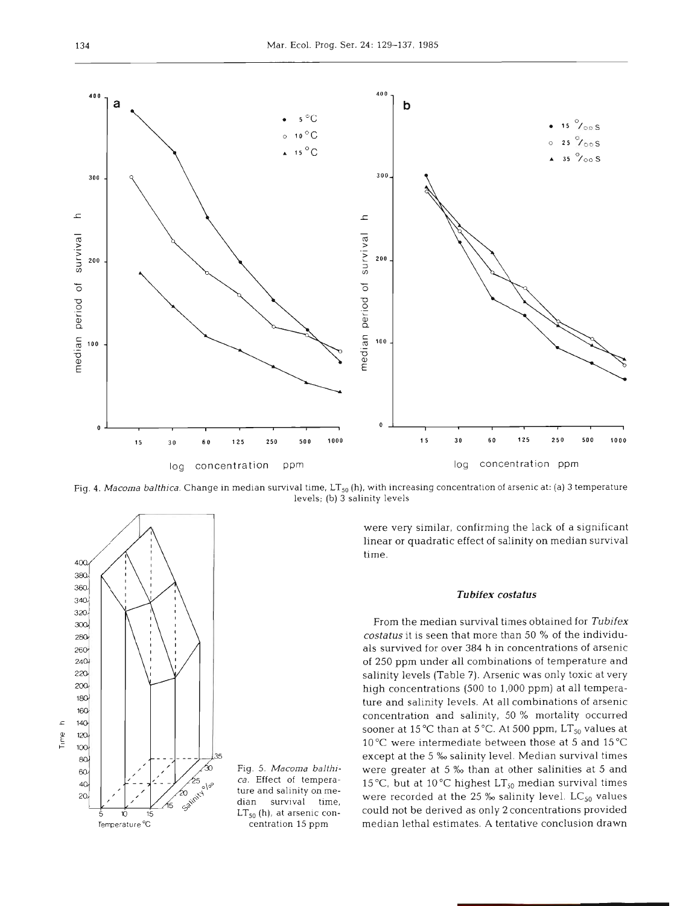Fig. 4. *Macoma balthica*. Change in median survival time, $LT_{50}$ (h), with increasing concentration of arsenic at: (a) 3 temperature levels; (b) 3 salinity levels

Fig. 5. *Macoma balthica*. Effect of temperature and salinity on median survival time, $LT_{50}$ (h), at arsenic concentration 15 ppm

were very similar, confirming the lack of a significant linear or quadratic effect of salinity on median survival time.

### *Tubifex costatus*

From the median survival times obtained for *Tubifex costatus* it is seen that more than 50 % of the individuals survived for over 384 h in concentrations of arsenic of 250 ppm under all combinations of temperature and salinity levels (Table 7). Arsenic was only toxic at very high concentrations (500 to 1,000 ppm) at all temperature and salinity levels. At all combinations of arsenic concentration and salinity, 50 % mortality occurred sooner at 15 °C than at 5 °C. At 500 ppm, $LT_{50}$ values at 10 °C were intermediate between those at 5 and 15 °C except at the 5 ‰ salinity level. Median survival times were greater at 5 ‰ than at other salinities at 5 and 15 °C, but at 10 °C highest $LT_{50}$ median survival times were recorded at the 25 ‰ salinity level. $LC_{50}$ values could not be derived as only 2 concentrations provided median lethal estimates. A tentative conclusion drawn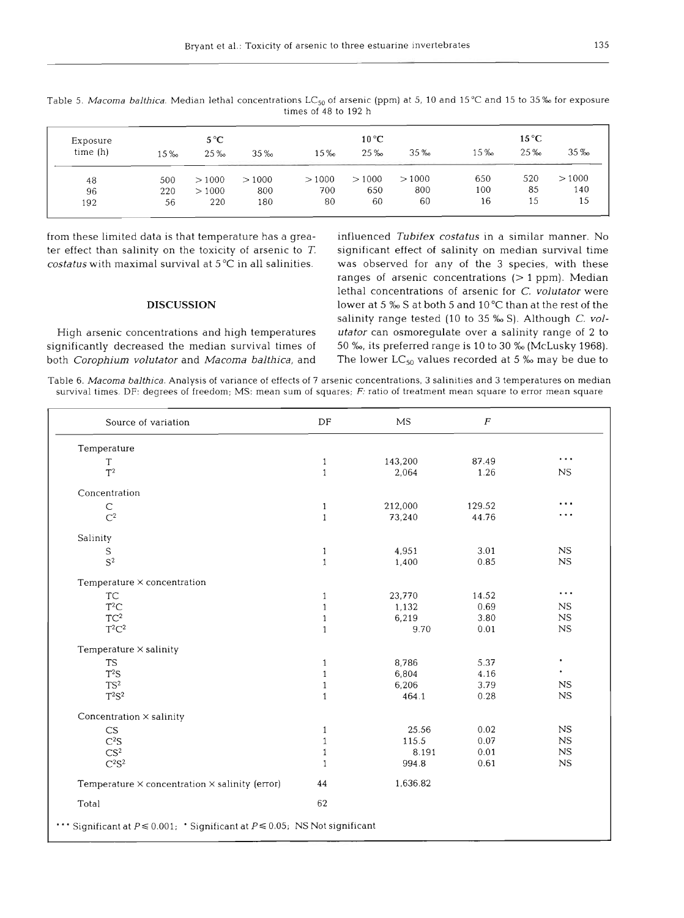Table 5. *Macoma balthica*. Median lethal concentrations $LC_{50}$ of arsenic (ppm) at 5, 10 and 15 °C and 15 to 35 ‰ for exposure times of 48 to 192 h

| Exposure time (h) | 5 °C | | | 10 °C | | | 15 °C | | |
|---|---|---|---|---|---|---|---|---|---|
| | 15 ‰ | 25 ‰ | 35 ‰ | 15 ‰ | 25 ‰ | 35 ‰ | 15 ‰ | 25 ‰ | 35 ‰ |
| 48 | 500 | > 1000 | > 1000 | > 1000 | > 1000 | > 1000 | 650 | 520 | > 1000 |
| 96 | 220 | > 1000 | 800 | 700 | 650 | 800 | 100 | 85 | 140 |
| 192 | 56 | 220 | 180 | 80 | 60 | 60 | 16 | 15 | 15 |

from these limited data is that temperature has a greater effect than salinity on the toxicity of arsenic to *T. costatus* with maximal survival at 5 °C in all salinities.

## DISCUSSION

High arsenic concentrations and high temperatures significantly decreased the median survival times of both *Corophium volutator* and *Macoma balthica*, and influenced *Tubifex costatus* in a similar manner. No significant effect of salinity on median survival time was observed for any of the 3 species, with these ranges of arsenic concentrations (> 1 ppm). Median lethal concentrations of arsenic for *C. volutator* were lower at 5 ‰ S at both 5 and 10 °C than at the rest of the salinity range tested (10 to 35 ‰ S). Although *C. volutator* can osmoregulate over a salinity range of 2 to 50 ‰, its preferred range is 10 to 30 ‰ (McLusky 1968). The lower $LC_{50}$ values recorded at 5 ‰ may be due to

Table 6. *Macoma balthica*. Analysis of variance of effects of 7 arsenic concentrations, 3 salinities and 3 temperatures on median survival times. DF: degrees of freedom; MS: mean sum of squares; *F*: ratio of treatment mean square to error mean square

| Source of variation | DF | MS | *F* | |
|---|---|---|---|---|
| Temperature | | | | |
| T | 1 | 143,200 | 87.49 | *** |
| $T^2$ | 1 | 2,064 | 1.26 | NS |
| Concentration | | | | |
| C | 1 | 212,000 | 129.52 | *** |
| $C^2$ | 1 | 73,240 | 44.76 | *** |
| Salinity | | | | |
| S | 1 | 4,951 | 3.01 | NS |
| $S^2$ | 1 | 1,400 | 0.85 | NS |
| Temperature × concentration | | | | |
| TC | 1 | 23,770 | 14.52 | *** |
| $T^2C$ | 1 | 1,132 | 0.69 | NS |
| $TC^2$ | 1 | 6,219 | 3.80 | NS |
| $T^2C^2$ | 1 | 9.70 | 0.01 | NS |
| Temperature × salinity | | | | |
| TS | 1 | 8,786 | 5.37 | * |
| $T^2S$ | 1 | 6,804 | 4.16 | * |
| $TS^2$ | 1 | 6,206 | 3.79 | NS |
| $T^2S^2$ | 1 | 464.1 | 0.28 | NS |
| Concentration × salinity | | | | |
| CS | 1 | 25.56 | 0.02 | NS |
| $C^2S$ | 1 | 115.5 | 0.07 | NS |
| $CS^2$ | 1 | 8.191 | 0.01 | NS |
| $C^2S^2$ | 1 | 994.8 | 0.61 | NS |
| Temperature × concentration × salinity (error) | 44 | 1,636.82 | | |
| Total | 62 | | | |

*** Significant at $P \leq 0.001$; * Significant at $P \leq 0.05$; NS Not significant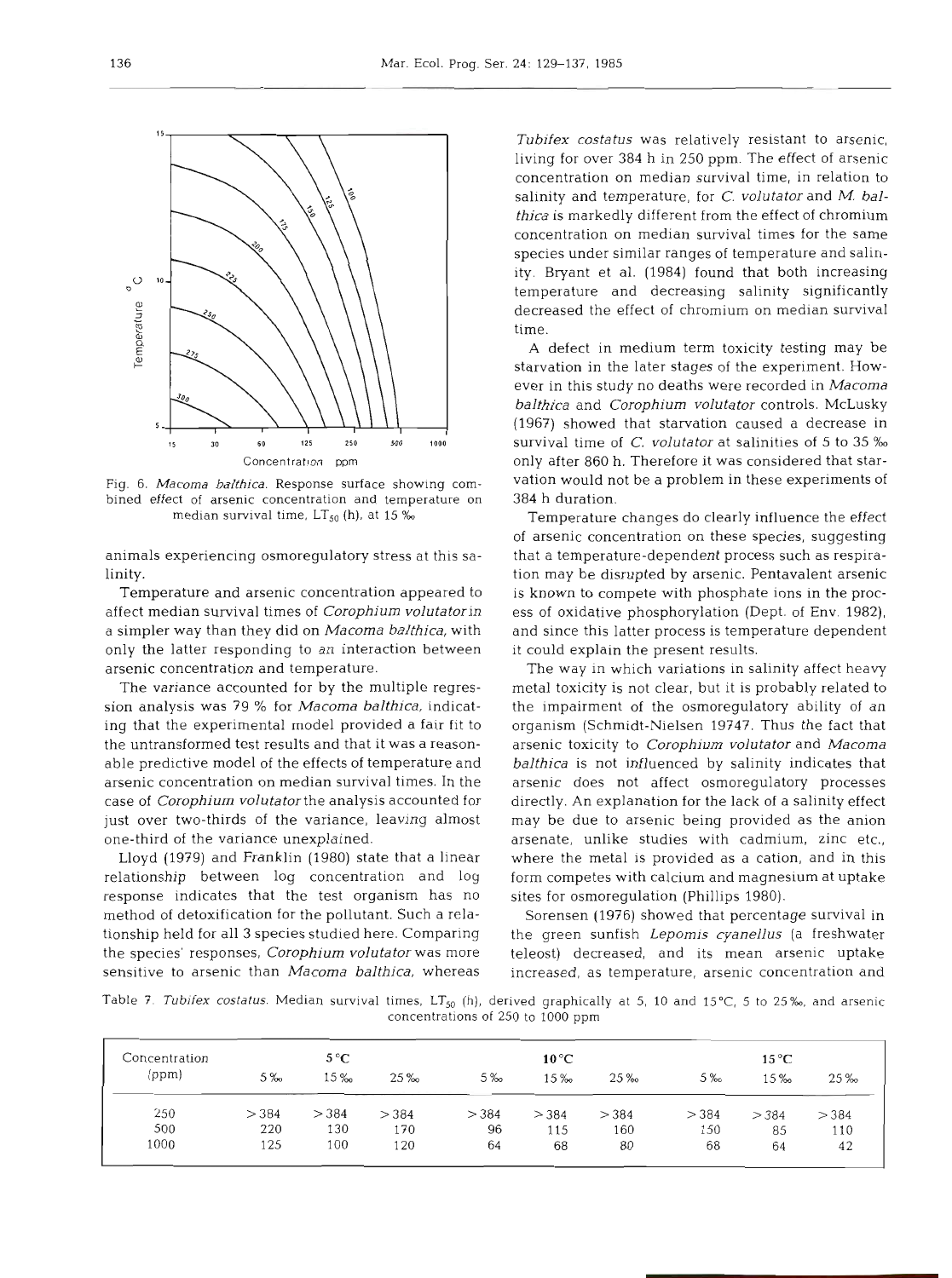Fig. 6. *Macoma balthica*. Response surface showing combined effect of arsenic concentration and temperature on median survival time, $LT_{50}$ (h), at 15 ‰

animals experiencing osmoregulatory stress at this salinity.

Temperature and arsenic concentration appeared to affect median survival times of *Corophium volutator* in a simpler way than they did on *Macoma balthica*, with only the latter responding to an interaction between arsenic concentration and temperature.

The variance accounted for by the multiple regression analysis was 79 % for *Macoma balthica*, indicating that the experimental model provided a fair fit to the untransformed test results and that it was a reasonable predictive model of the effects of temperature and arsenic concentration on median survival times. In the case of *Corophium volutator* the analysis accounted for just over two-thirds of the variance, leaving almost one-third of the variance unexplained.

Lloyd (1979) and Franklin (1980) state that a linear relationship between log concentration and log response indicates that the test organism has no method of detoxification for the pollutant. Such a relationship held for all 3 species studied here. Comparing the species' responses, *Corophium volutator* was more sensitive to arsenic than *Macoma balthica*, whereas *Tubifex costatus* was relatively resistant to arsenic, living for over 384 h in 250 ppm. The effect of arsenic concentration on median survival time, in relation to salinity and temperature, for *C. volutator* and *M. balthica* is markedly different from the effect of chromium concentration on median survival times for the same species under similar ranges of temperature and salinity. Bryant et al. (1984) found that both increasing temperature and decreasing salinity significantly decreased the effect of chromium on median survival time.

A defect in medium term toxicity testing may be starvation in the later stages of the experiment. However in this study no deaths were recorded in *Macoma balthica* and *Corophium volutator* controls. McLusky (1967) showed that starvation caused a decrease in survival time of *C. volutator* at salinities of 5 to 35 ‰ only after 860 h. Therefore it was considered that starvation would not be a problem in these experiments of 384 h duration.

Temperature changes do clearly influence the effect of arsenic concentration on these species, suggesting that a temperature-dependent process such as respiration may be disrupted by arsenic. Pentavalent arsenic is known to compete with phosphate ions in the process of oxidative phosphorylation (Dept. of Env. 1982), and since this latter process is temperature dependent it could explain the present results.

The way in which variations in salinity affect heavy metal toxicity is not clear, but it is probably related to the impairment of the osmoregulatory ability of an organism (Schmidt-Nielsen 1974). Thus the fact that arsenic toxicity to *Corophium volutator* and *Macoma balthica* is not influenced by salinity indicates that arsenic does not affect osmoregulatory processes directly. An explanation for the lack of a salinity effect may be due to arsenic being provided as the anion arsenate, unlike studies with cadmium, zinc etc., where the metal is provided as a cation, and in this form competes with calcium and magnesium at uptake sites for osmoregulation (Phillips 1980).

Sorensen (1976) showed that percentage survival in the green sunfish *Lepomis cyanellus* (a freshwater teleost) decreased, and its mean arsenic uptake increased, as temperature, arsenic concentration and

Table 7. *Tubifex costatus*. Median survival times, $LT_{50}$ (h), derived graphically at 5, 10 and 15 °C, 5 to 25 ‰, and arsenic concentrations of 250 to 1000 ppm

| Concentration (ppm) | 5 °C | | | 10 °C | | | 15 °C | | |
|---|---|---|---|---|---|---|---|---|---|
| | 5 ‰ | 15 ‰ | 25 ‰ | 5 ‰ | 15 ‰ | 25 ‰ | 5 ‰ | 15 ‰ | 25 ‰ |
| 250 | > 384 | > 384 | > 384 | > 384 | > 384 | > 384 | > 384 | > 384 | > 384 |
| 500 | 220 | 130 | 170 | 96 | 115 | 160 | 150 | 85 | 110 |
| 1000 | 125 | 100 | 120 | 64 | 68 | 80 | 68 | 64 | 42 |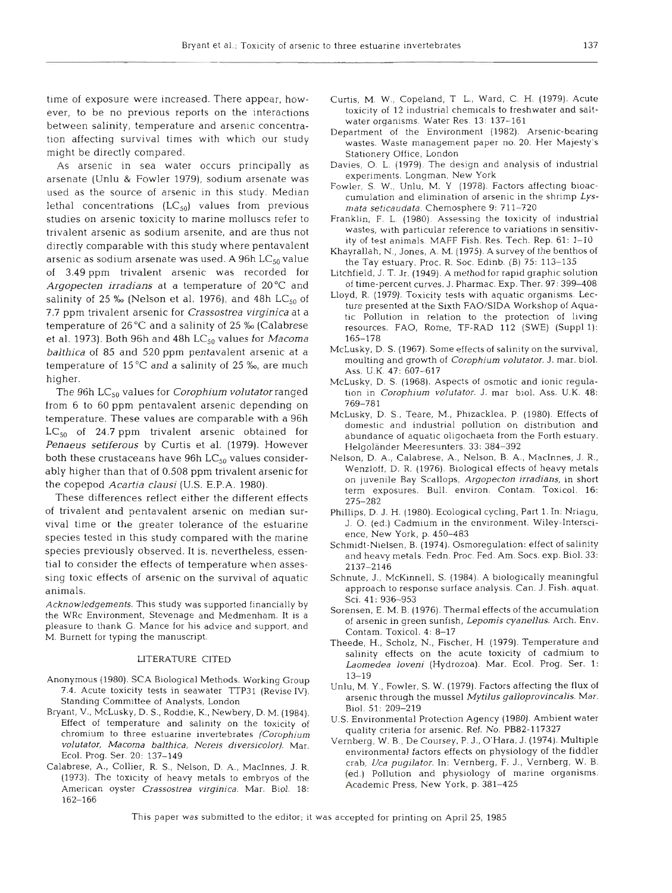time of exposure were increased. There appear, however, to be no previous reports on the interactions between salinity, temperature and arsenic concentration affecting survival times with which our study might be directly compared.

As arsenic in sea water occurs principally as arsenate (Unlu & Fowler 1979), sodium arsenate was used as the source of arsenic in this study. Median lethal concentrations ($LC_{50}$) values from previous studies on arsenic toxicity to marine molluscs refer to trivalent arsenic as sodium arsenite, and are thus not directly comparable with this study where pentavalent arsenic as sodium arsenate was used. A 96h $LC_{50}$ value of 3.49 ppm trivalent arsenic was recorded for *Argopecten irradians* at a temperature of 20 °C and salinity of 25 ‰ (Nelson et al. 1976), and 48h $LC_{50}$ of 7.7 ppm trivalent arsenic for *Crassostrea virginica* at a temperature of 26 °C and a salinity of 25 ‰ (Calabrese et al. 1973). Both 96h and 48h $LC_{50}$ values for *Macoma balthica* of 85 and 520 ppm pentavalent arsenic at a temperature of 15 °C and a salinity of 25 ‰, are much higher.

The 96h $LC_{50}$ values for *Corophium volutator* ranged from 6 to 60 ppm pentavalent arsenic depending on temperature. These values are comparable with a 96h $LC_{50}$ of 24.7 ppm trivalent arsenic obtained for *Penaeus setiferous* by Curtis et al. (1979). However both these crustaceans have 96h $LC_{50}$ values considerably higher than that of 0.508 ppm trivalent arsenic for the copepod *Acartia clausi* (U.S. E.P.A. 1980).

These differences reflect either the different effects of trivalent and pentavalent arsenic on median survival time or the greater tolerance of the estuarine species tested in this study compared with the marine species previously observed. It is, nevertheless, essential to consider the effects of temperature when assessing toxic effects of arsenic on the survival of aquatic animals.

*Acknowledgements.* This study was supported financially by the WRc Environment, Stevenage and Medmenham. It is a pleasure to thank G. Mance for his advice and support, and M. Burnett for typing the manuscript.

## LITERATURE CITED

Anonymous (1980). SCA Biological Methods. Working Group 7.4. Acute toxicity tests in seawater TTP31 (Revise IV). Standing Committee of Analysts, London

Bryant, V., McLusky, D. S., Roddie, K., Newbery, D. M. (1984). Effect of temperature and salinity on the toxicity of chromium to three estuarine invertebrates (*Corophium volutator, Macoma balthica, Nereis diversicolor*). Mar. Ecol. Prog. Ser. 20: 137–149

Calabrese, A., Collier, R. S., Nelson, D. A., MacInnes, J. R. (1973). The toxicity of heavy metals to embryos of the American oyster *Crassostrea virginica*. Mar. Biol. 18: 162–166

Curtis, M. W., Copeland, T. L., Ward, C. H. (1979). Acute toxicity of 12 industrial chemicals to freshwater and saltwater organisms. Water Res. 13: 137–161

Department of the Environment (1982). Arsenic-bearing wastes. Waste management paper no. 20. Her Majesty's Stationery Office, London

Davies, O. L. (1979). The design and analysis of industrial experiments. Longman, New York

Fowler, S. W., Unlu, M. Y. (1978). Factors affecting bioaccumulation and elimination of arsenic in the shrimp *Lysmata seticaudata*. Chemosphere 9: 711–720

Franklin, F. L. (1980). Assessing the toxicity of industrial wastes, with particular reference to variations in sensitivity of test animals. MAFF Fish. Res. Tech. Rep. 61: 1–10

Khayrallah, N., Jones, A. M. (1975). A survey of the benthos of the Tay estuary. Proc. R. Soc. Edinb. (B) 75: 113–135

Litchfield, J. T. Jr. (1949). A method for rapid graphic solution of time-percent curves. J. Pharmac. Exp. Ther. 97: 399–408

Lloyd, R. (1979). Toxicity tests with aquatic organisms. Lecture presented at the Sixth FAO/SIDA Workshop of Aquatic Pollution in relation to the protection of living resources. FAO, Rome, TF-RAD 112 (SWE) (Suppl 1): 165–178

McLusky, D. S. (1967). Some effects of salinity on the survival, moulting and growth of *Corophium volutator*. J. mar. biol. Ass. U.K. 47: 607–617

McLusky, D. S. (1968). Aspects of osmotic and ionic regulation in *Corophium volutator*. J. mar biol. Ass. U.K. 48: 769–781

McLusky, D. S., Teare, M., Phizacklea, P. (1980). Effects of domestic and industrial pollution on distribution and abundance of aquatic oligochaeta from the Forth estuary. Helgoländer Meeresunters. 33: 384–392

Nelson, D. A., Calabrese, A., Nelson, B. A., MacInnes, J. R., Wenzloff, D. R. (1976). Biological effects of heavy metals on juvenile Bay Scallops, *Argopecton irradians*, in short term exposures. Bull. environ. Contam. Toxicol. 16: 275–282

Phillips, D. J. H. (1980). Ecological cycling, Part 1. In: Nriagu, J. O. (ed.) Cadmium in the environment. Wiley-Interscience, New York, p. 450–483

Schmidt-Nielsen, B. (1974). Osmoregulation: effect of salinity and heavy metals. Fedn. Proc. Fed. Am. Socs. exp. Biol. 33: 2137–2146

Schnute, J., McKinnell, S. (1984). A biologically meaningful approach to response surface analysis. Can. J. Fish. aquat. Sci. 41: 936–953

Sorensen, E. M. B. (1976). Thermal effects of the accumulation of arsenic in green sunfish, *Lepomis cyanellus*. Arch. Env. Contam. Toxicol. 4: 8–17

Theede, H., Scholz, N., Fischer, H. (1979). Temperature and salinity effects on the acute toxicity of cadmium to *Laomedea loveni* (Hydrozoa). Mar. Ecol. Prog. Ser. 1: 13–19

Unlu, M. Y., Fowler, S. W. (1979). Factors affecting the flux of arsenic through the mussel *Mytilus galloprovincalis*. Mar. Biol. 51: 209–219

U.S. Environmental Protection Agency (1980). Ambient water quality criteria for arsenic. Ref. No. PB82-117327

Vernberg, W. B., De Coursey, P. J., O'Hara, J. (1974). Multiple environmental factors effects on physiology of the fiddler crab, *Uca pugilator*. In: Vernberg, F. J., Vernberg, W. B. (ed.) Pollution and physiology of marine organisms. Academic Press, New York, p. 381–425

This paper was submitted to the editor; it was accepted for printing on April 25, 1985